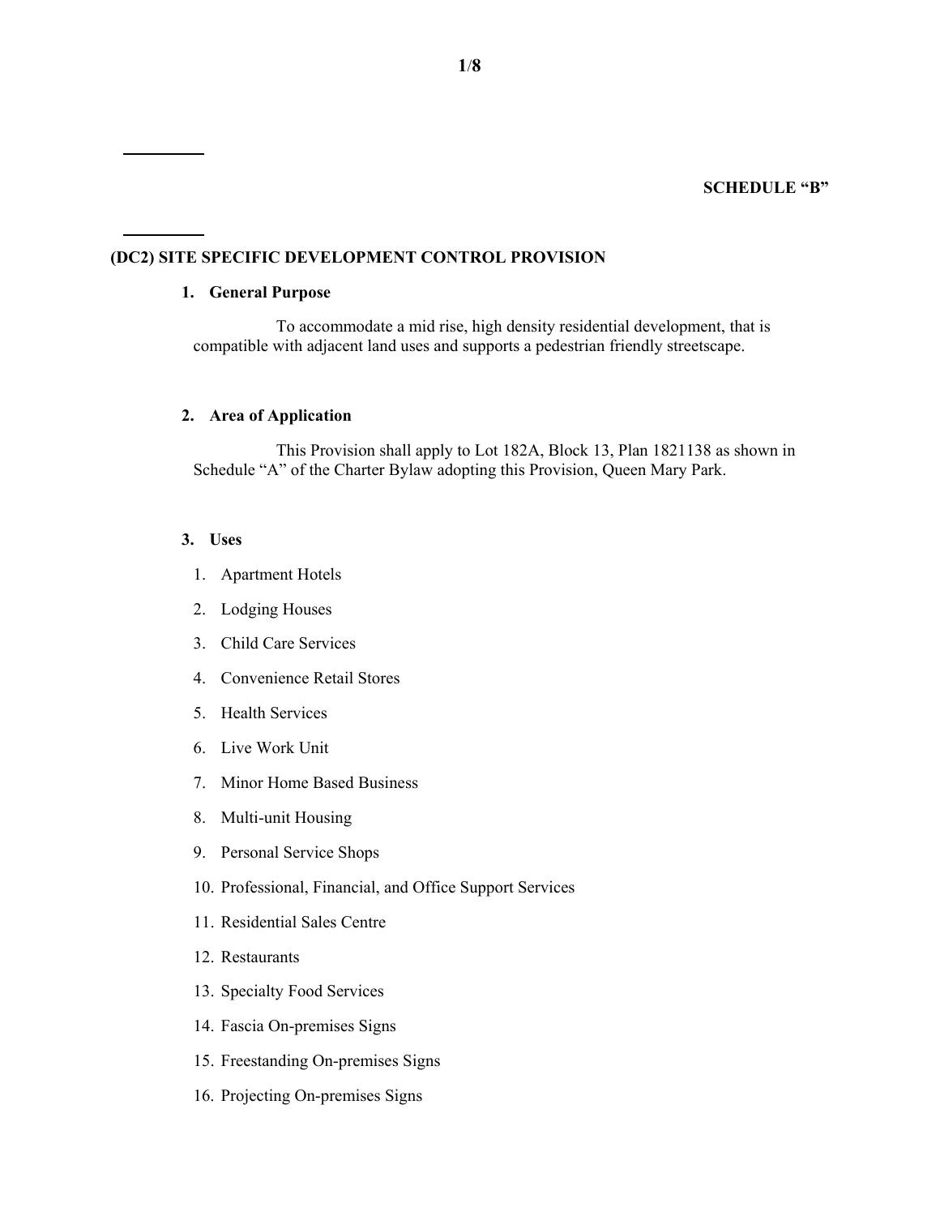**SCHEDULE "B"**

## (DC2) SITE SPECIFIC DEVELOPMENT CONTROL PROVISION

### 1. General Purpose

To accommodate a mid rise, high density residential development, that is compatible with adjacent land uses and supports a pedestrian friendly streetscape.

### 2. Area of Application

This Provision shall apply to Lot 182A, Block 13, Plan 1821138 as shown in Schedule "A" of the Charter Bylaw adopting this Provision, Queen Mary Park.

### 3. Uses

1. Apartment Hotels
2. Lodging Houses
3. Child Care Services
4. Convenience Retail Stores
5. Health Services
6. Live Work Unit
7. Minor Home Based Business
8. Multi-unit Housing
9. Personal Service Shops
10. Professional, Financial, and Office Support Services
11. Residential Sales Centre
12. Restaurants
13. Specialty Food Services
14. Fascia On-premises Signs
15. Freestanding On-premises Signs
16. Projecting On-premises Signs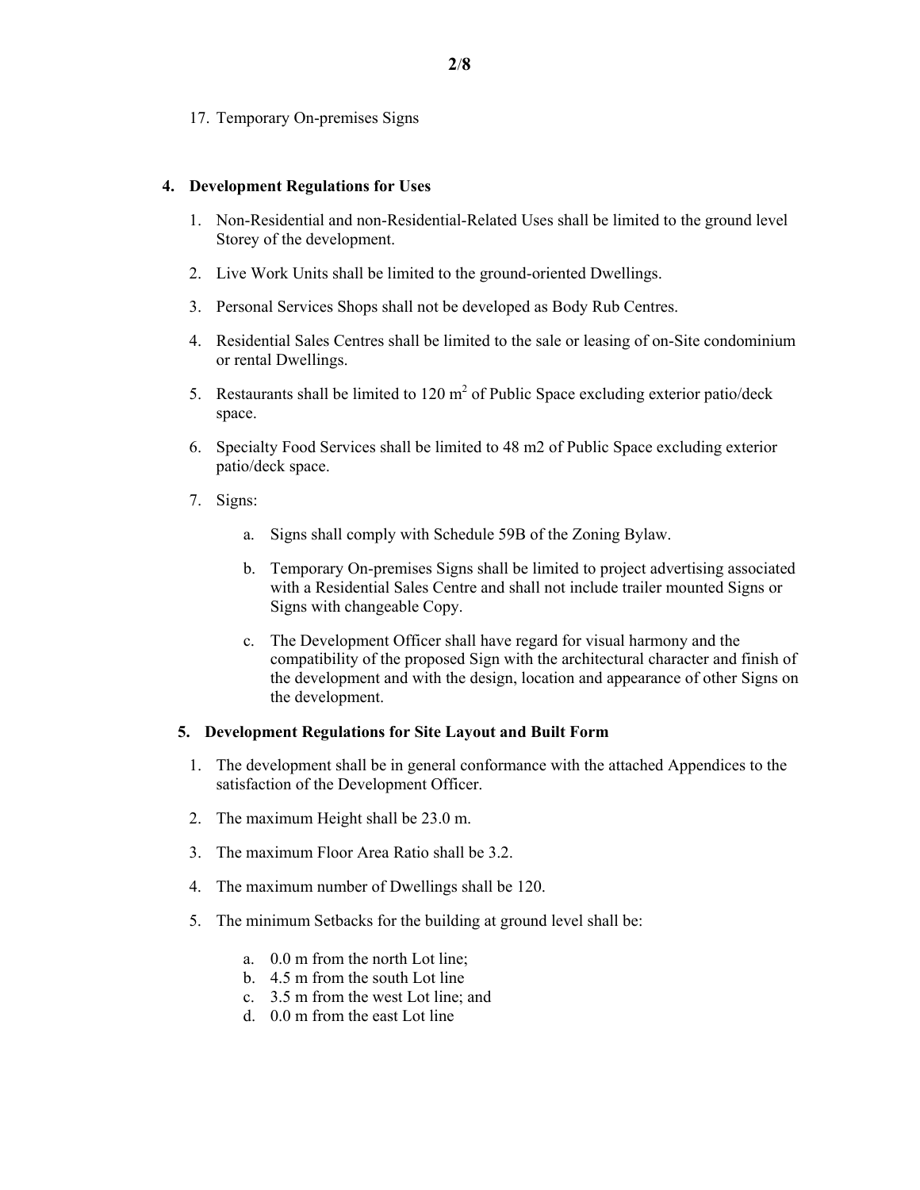17. Temporary On-premises Signs

## 4. Development Regulations for Uses

1. Non-Residential and non-Residential-Related Uses shall be limited to the ground level Storey of the development.
2. Live Work Units shall be limited to the ground-oriented Dwellings.
3. Personal Services Shops shall not be developed as Body Rub Centres.
4. Residential Sales Centres shall be limited to the sale or leasing of on-Site condominium or rental Dwellings.
5. Restaurants shall be limited to 120 $m^2$ of Public Space excluding exterior patio/deck space.
6. Specialty Food Services shall be limited to 48 m2 of Public Space excluding exterior patio/deck space.
7. Signs:
   a. Signs shall comply with Schedule 59B of the Zoning Bylaw.
   b. Temporary On-premises Signs shall be limited to project advertising associated with a Residential Sales Centre and shall not include trailer mounted Signs or Signs with changeable Copy.
   c. The Development Officer shall have regard for visual harmony and the compatibility of the proposed Sign with the architectural character and finish of the development and with the design, location and appearance of other Signs on the development.

## 5. Development Regulations for Site Layout and Built Form

1. The development shall be in general conformance with the attached Appendices to the satisfaction of the Development Officer.
2. The maximum Height shall be 23.0 m.
3. The maximum Floor Area Ratio shall be 3.2.
4. The maximum number of Dwellings shall be 120.
5. The minimum Setbacks for the building at ground level shall be:
   a. 0.0 m from the north Lot line;
   b. 4.5 m from the south Lot line
   c. 3.5 m from the west Lot line; and
   d. 0.0 m from the east Lot line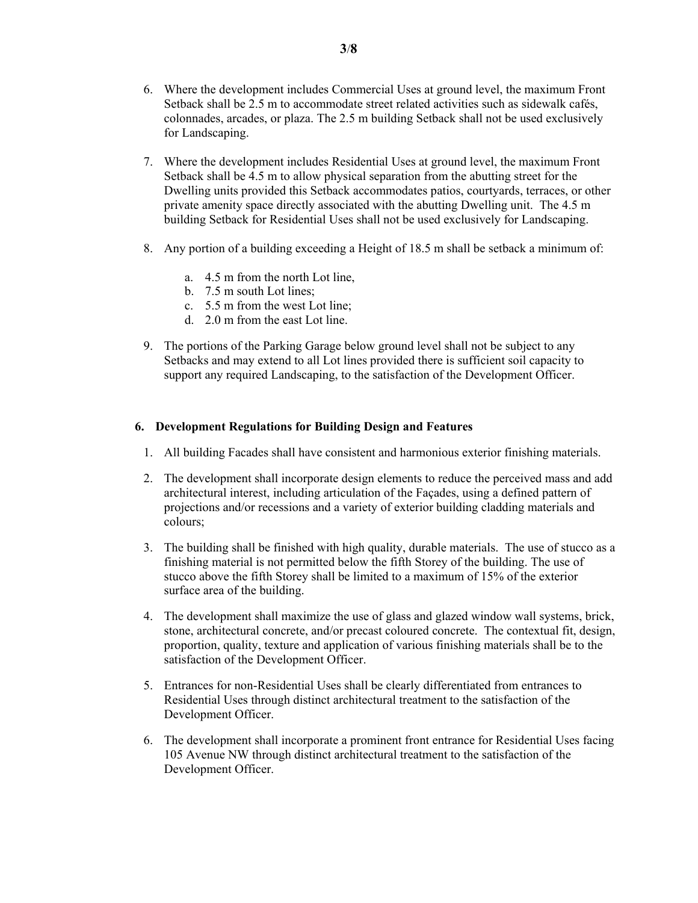6. Where the development includes Commercial Uses at ground level, the maximum Front Setback shall be 2.5 m to accommodate street related activities such as sidewalk cafés, colonnades, arcades, or plaza. The 2.5 m building Setback shall not be used exclusively for Landscaping.

7. Where the development includes Residential Uses at ground level, the maximum Front Setback shall be 4.5 m to allow physical separation from the abutting street for the Dwelling units provided this Setback accommodates patios, courtyards, terraces, or other private amenity space directly associated with the abutting Dwelling unit. The 4.5 m building Setback for Residential Uses shall not be used exclusively for Landscaping.

8. Any portion of a building exceeding a Height of 18.5 m shall be setback a minimum of:

    a. 4.5 m from the north Lot line,
    b. 7.5 m south Lot lines;
    c. 5.5 m from the west Lot line;
    d. 2.0 m from the east Lot line.

9. The portions of the Parking Garage below ground level shall not be subject to any Setbacks and may extend to all Lot lines provided there is sufficient soil capacity to support any required Landscaping, to the satisfaction of the Development Officer.

## 6. Development Regulations for Building Design and Features

1. All building Facades shall have consistent and harmonious exterior finishing materials.

2. The development shall incorporate design elements to reduce the perceived mass and add architectural interest, including articulation of the Façades, using a defined pattern of projections and/or recessions and a variety of exterior building cladding materials and colours;

3. The building shall be finished with high quality, durable materials. The use of stucco as a finishing material is not permitted below the fifth Storey of the building. The use of stucco above the fifth Storey shall be limited to a maximum of 15% of the exterior surface area of the building.

4. The development shall maximize the use of glass and glazed window wall systems, brick, stone, architectural concrete, and/or precast coloured concrete. The contextual fit, design, proportion, quality, texture and application of various finishing materials shall be to the satisfaction of the Development Officer.

5. Entrances for non-Residential Uses shall be clearly differentiated from entrances to Residential Uses through distinct architectural treatment to the satisfaction of the Development Officer.

6. The development shall incorporate a prominent front entrance for Residential Uses facing 105 Avenue NW through distinct architectural treatment to the satisfaction of the Development Officer.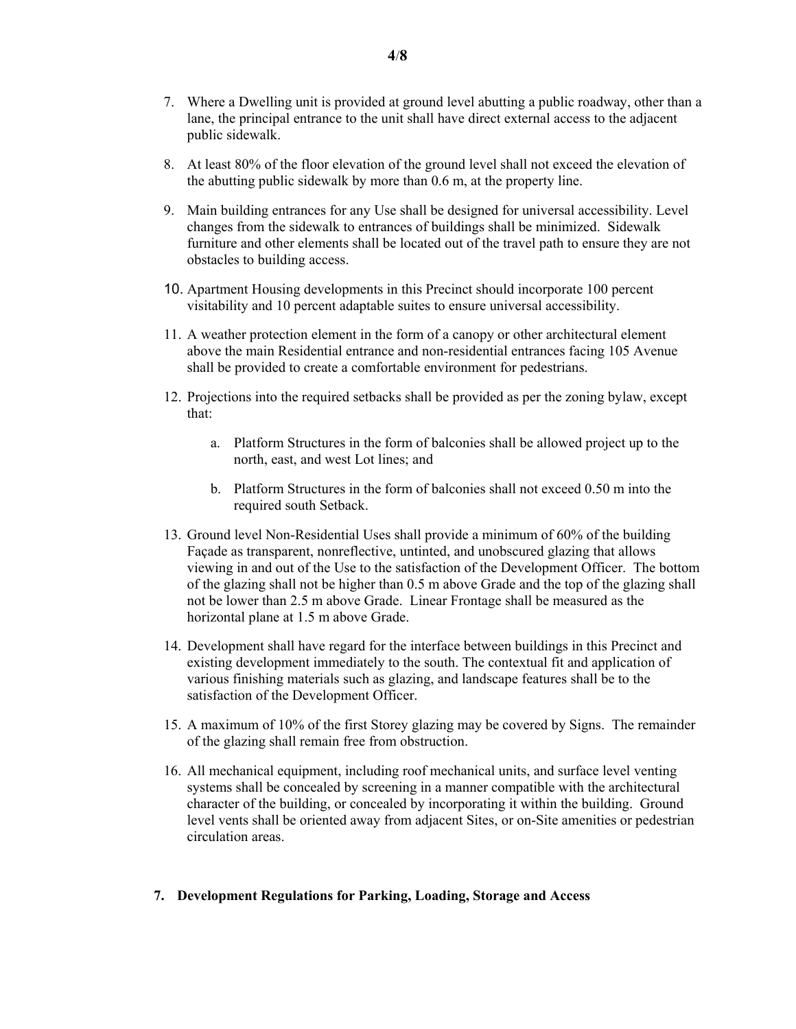7. Where a Dwelling unit is provided at ground level abutting a public roadway, other than a lane, the principal entrance to the unit shall have direct external access to the adjacent public sidewalk.

8. At least 80% of the floor elevation of the ground level shall not exceed the elevation of the abutting public sidewalk by more than 0.6 m, at the property line.

9. Main building entrances for any Use shall be designed for universal accessibility. Level changes from the sidewalk to entrances of buildings shall be minimized. Sidewalk furniture and other elements shall be located out of the travel path to ensure they are not obstacles to building access.

10. Apartment Housing developments in this Precinct should incorporate 100 percent visitability and 10 percent adaptable suites to ensure universal accessibility.

11. A weather protection element in the form of a canopy or other architectural element above the main Residential entrance and non-residential entrances facing 105 Avenue shall be provided to create a comfortable environment for pedestrians.

12. Projections into the required setbacks shall be provided as per the zoning bylaw, except that:

    a. Platform Structures in the form of balconies shall be allowed project up to the north, east, and west Lot lines; and

    b. Platform Structures in the form of balconies shall not exceed 0.50 m into the required south Setback.

13. Ground level Non-Residential Uses shall provide a minimum of 60% of the building Façade as transparent, nonreflective, untinted, and unobscured glazing that allows viewing in and out of the Use to the satisfaction of the Development Officer. The bottom of the glazing shall not be higher than 0.5 m above Grade and the top of the glazing shall not be lower than 2.5 m above Grade. Linear Frontage shall be measured as the horizontal plane at 1.5 m above Grade.

14. Development shall have regard for the interface between buildings in this Precinct and existing development immediately to the south. The contextual fit and application of various finishing materials such as glazing, and landscape features shall be to the satisfaction of the Development Officer.

15. A maximum of 10% of the first Storey glazing may be covered by Signs. The remainder of the glazing shall remain free from obstruction.

16. All mechanical equipment, including roof mechanical units, and surface level venting systems shall be concealed by screening in a manner compatible with the architectural character of the building, or concealed by incorporating it within the building. Ground level vents shall be oriented away from adjacent Sites, or on-Site amenities or pedestrian circulation areas.

## 7. Development Regulations for Parking, Loading, Storage and Access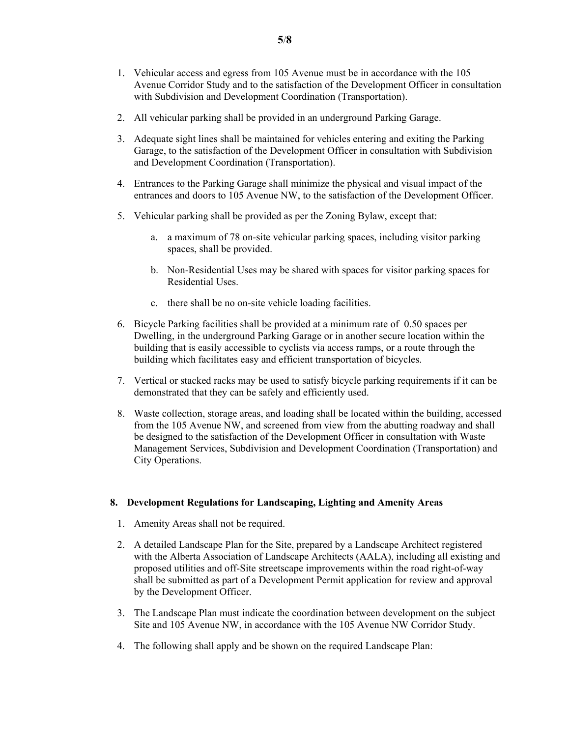1. Vehicular access and egress from 105 Avenue must be in accordance with the 105 Avenue Corridor Study and to the satisfaction of the Development Officer in consultation with Subdivision and Development Coordination (Transportation).

2. All vehicular parking shall be provided in an underground Parking Garage.

3. Adequate sight lines shall be maintained for vehicles entering and exiting the Parking Garage, to the satisfaction of the Development Officer in consultation with Subdivision and Development Coordination (Transportation).

4. Entrances to the Parking Garage shall minimize the physical and visual impact of the entrances and doors to 105 Avenue NW, to the satisfaction of the Development Officer.

5. Vehicular parking shall be provided as per the Zoning Bylaw, except that:

   a. a maximum of 78 on-site vehicular parking spaces, including visitor parking spaces, shall be provided.

   b. Non-Residential Uses may be shared with spaces for visitor parking spaces for Residential Uses.

   c. there shall be no on-site vehicle loading facilities.

6. Bicycle Parking facilities shall be provided at a minimum rate of 0.50 spaces per Dwelling, in the underground Parking Garage or in another secure location within the building that is easily accessible to cyclists via access ramps, or a route through the building which facilitates easy and efficient transportation of bicycles.

7. Vertical or stacked racks may be used to satisfy bicycle parking requirements if it can be demonstrated that they can be safely and efficiently used.

8. Waste collection, storage areas, and loading shall be located within the building, accessed from the 105 Avenue NW, and screened from view from the abutting roadway and shall be designed to the satisfaction of the Development Officer in consultation with Waste Management Services, Subdivision and Development Coordination (Transportation) and City Operations.

## 8. Development Regulations for Landscaping, Lighting and Amenity Areas

1. Amenity Areas shall not be required.

2. A detailed Landscape Plan for the Site, prepared by a Landscape Architect registered with the Alberta Association of Landscape Architects (AALA), including all existing and proposed utilities and off-Site streetscape improvements within the road right-of-way shall be submitted as part of a Development Permit application for review and approval by the Development Officer.

3. The Landscape Plan must indicate the coordination between development on the subject Site and 105 Avenue NW, in accordance with the 105 Avenue NW Corridor Study.

4. The following shall apply and be shown on the required Landscape Plan: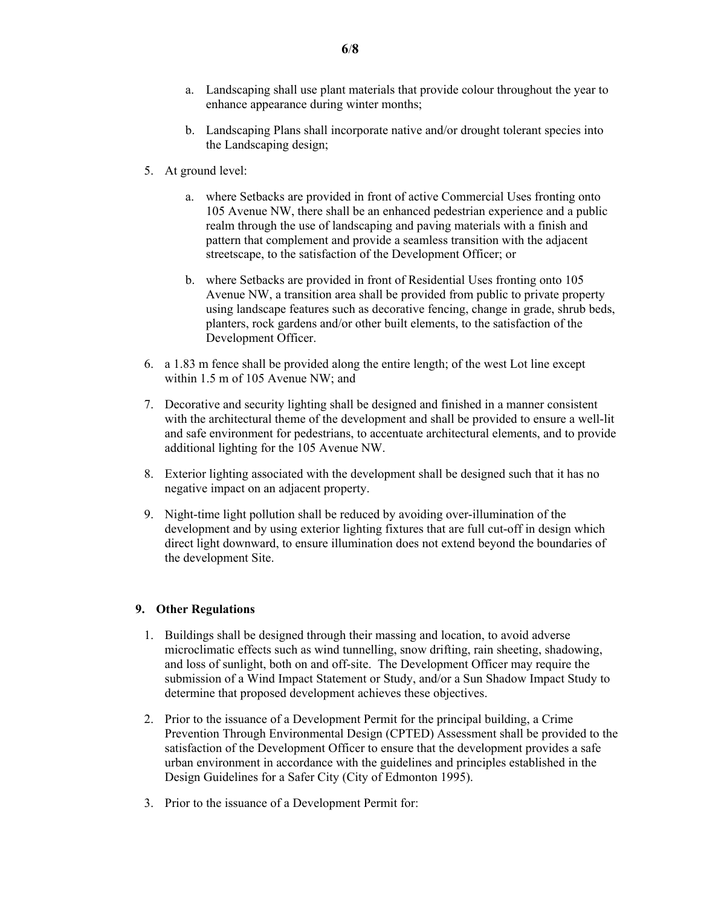a. Landscaping shall use plant materials that provide colour throughout the year to enhance appearance during winter months;

b. Landscaping Plans shall incorporate native and/or drought tolerant species into the Landscaping design;

5. At ground level:

 a. where Setbacks are provided in front of active Commercial Uses fronting onto 105 Avenue NW, there shall be an enhanced pedestrian experience and a public realm through the use of landscaping and paving materials with a finish and pattern that complement and provide a seamless transition with the adjacent streetscape, to the satisfaction of the Development Officer; or

 b. where Setbacks are provided in front of Residential Uses fronting onto 105 Avenue NW, a transition area shall be provided from public to private property using landscape features such as decorative fencing, change in grade, shrub beds, planters, rock gardens and/or other built elements, to the satisfaction of the Development Officer.

6. a 1.83 m fence shall be provided along the entire length; of the west Lot line except within 1.5 m of 105 Avenue NW; and

7. Decorative and security lighting shall be designed and finished in a manner consistent with the architectural theme of the development and shall be provided to ensure a well-lit and safe environment for pedestrians, to accentuate architectural elements, and to provide additional lighting for the 105 Avenue NW.

8. Exterior lighting associated with the development shall be designed such that it has no negative impact on an adjacent property.

9. Night-time light pollution shall be reduced by avoiding over-illumination of the development and by using exterior lighting fixtures that are full cut-off in design which direct light downward, to ensure illumination does not extend beyond the boundaries of the development Site.

## 9. Other Regulations

1. Buildings shall be designed through their massing and location, to avoid adverse microclimatic effects such as wind tunnelling, snow drifting, rain sheeting, shadowing, and loss of sunlight, both on and off-site. The Development Officer may require the submission of a Wind Impact Statement or Study, and/or a Sun Shadow Impact Study to determine that proposed development achieves these objectives.

2. Prior to the issuance of a Development Permit for the principal building, a Crime Prevention Through Environmental Design (CPTED) Assessment shall be provided to the satisfaction of the Development Officer to ensure that the development provides a safe urban environment in accordance with the guidelines and principles established in the Design Guidelines for a Safer City (City of Edmonton 1995).

3. Prior to the issuance of a Development Permit for: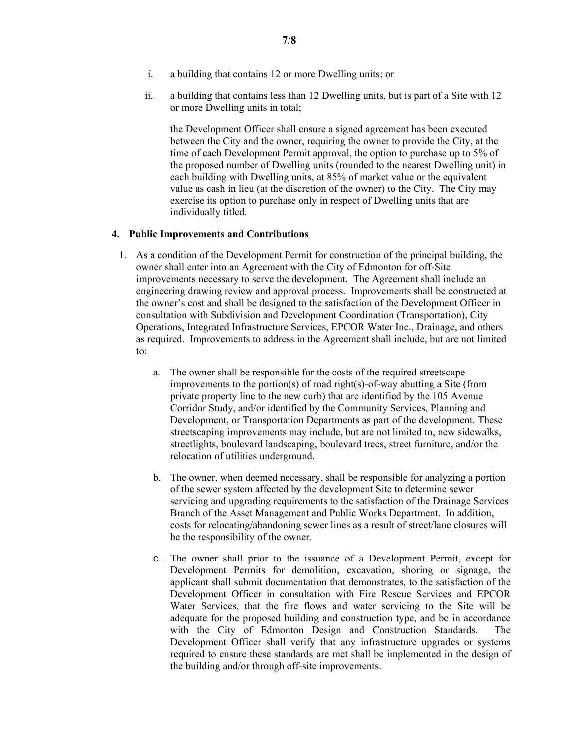i. a building that contains 12 or more Dwelling units; or

ii. a building that contains less than 12 Dwelling units, but is part of a Site with 12 or more Dwelling units in total;

   the Development Officer shall ensure a signed agreement has been executed between the City and the owner, requiring the owner to provide the City, at the time of each Development Permit approval, the option to purchase up to 5% of the proposed number of Dwelling units (rounded to the nearest Dwelling unit) in each building with Dwelling units, at 85% of market value or the equivalent value as cash in lieu (at the discretion of the owner) to the City. The City may exercise its option to purchase only in respect of Dwelling units that are individually titled.

## 4. Public Improvements and Contributions

1. As a condition of the Development Permit for construction of the principal building, the owner shall enter into an Agreement with the City of Edmonton for off-Site improvements necessary to serve the development. The Agreement shall include an engineering drawing review and approval process. Improvements shall be constructed at the owner's cost and shall be designed to the satisfaction of the Development Officer in consultation with Subdivision and Development Coordination (Transportation), City Operations, Integrated Infrastructure Services, EPCOR Water Inc., Drainage, and others as required. Improvements to address in the Agreement shall include, but are not limited to:

   a. The owner shall be responsible for the costs of the required streetscape improvements to the portion(s) of road right(s)-of-way abutting a Site (from private property line to the new curb) that are identified by the 105 Avenue Corridor Study, and/or identified by the Community Services, Planning and Development, or Transportation Departments as part of the development. These streetscaping improvements may include, but are not limited to, new sidewalks, streetlights, boulevard landscaping, boulevard trees, street furniture, and/or the relocation of utilities underground.

   b. The owner, when deemed necessary, shall be responsible for analyzing a portion of the sewer system affected by the development Site to determine sewer servicing and upgrading requirements to the satisfaction of the Drainage Services Branch of the Asset Management and Public Works Department. In addition, costs for relocating/abandoning sewer lines as a result of street/lane closures will be the responsibility of the owner.

   c. The owner shall prior to the issuance of a Development Permit, except for Development Permits for demolition, excavation, shoring or signage, the applicant shall submit documentation that demonstrates, to the satisfaction of the Development Officer in consultation with Fire Rescue Services and EPCOR Water Services, that the fire flows and water servicing to the Site will be adequate for the proposed building and construction type, and be in accordance with the City of Edmonton Design and Construction Standards. The Development Officer shall verify that any infrastructure upgrades or systems required to ensure these standards are met shall be implemented in the design of the building and/or through off-site improvements.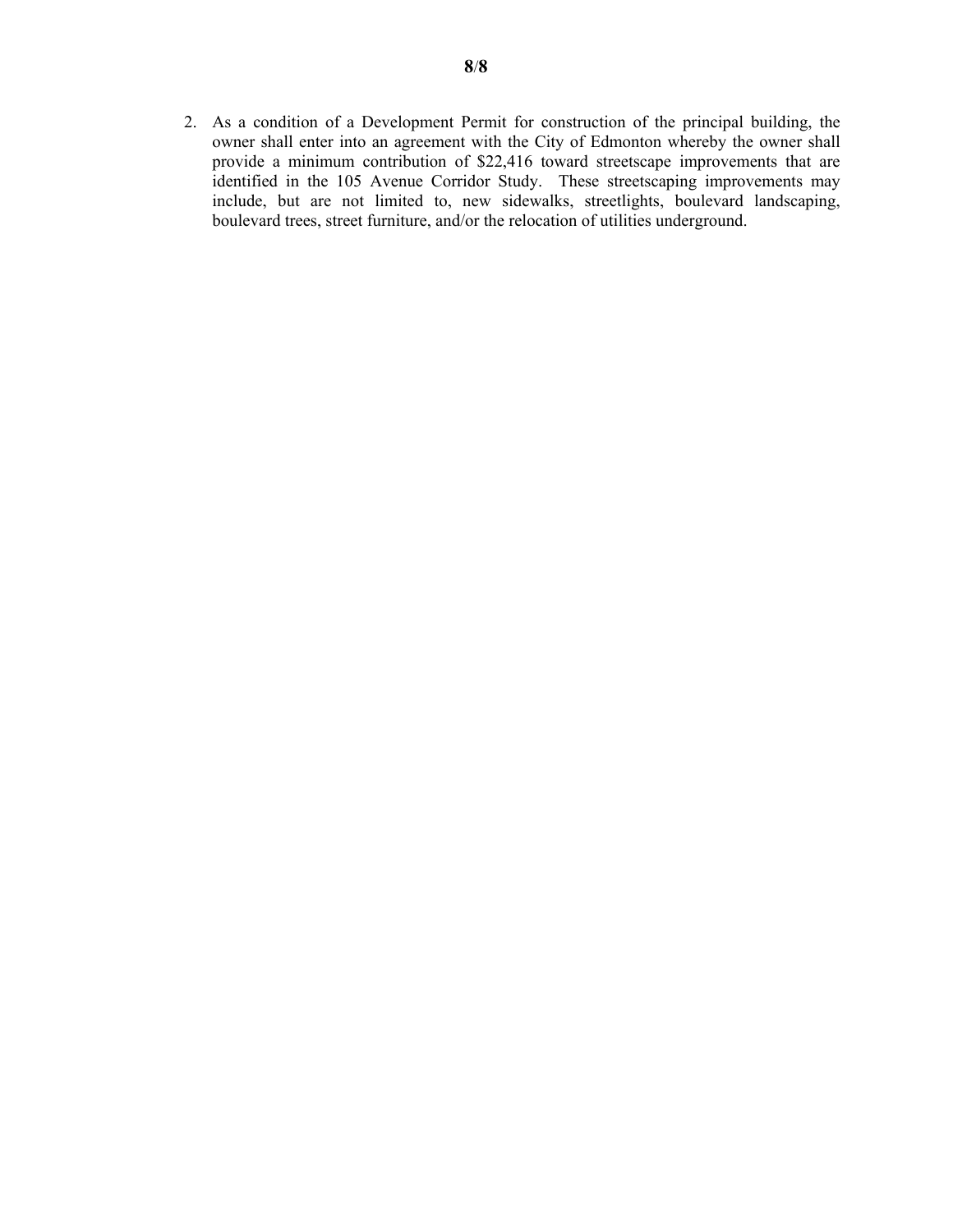2. As a condition of a Development Permit for construction of the principal building, the owner shall enter into an agreement with the City of Edmonton whereby the owner shall provide a minimum contribution of $22,416 toward streetscape improvements that are identified in the 105 Avenue Corridor Study. These streetscaping improvements may include, but are not limited to, new sidewalks, streetlights, boulevard landscaping, boulevard trees, street furniture, and/or the relocation of utilities underground.